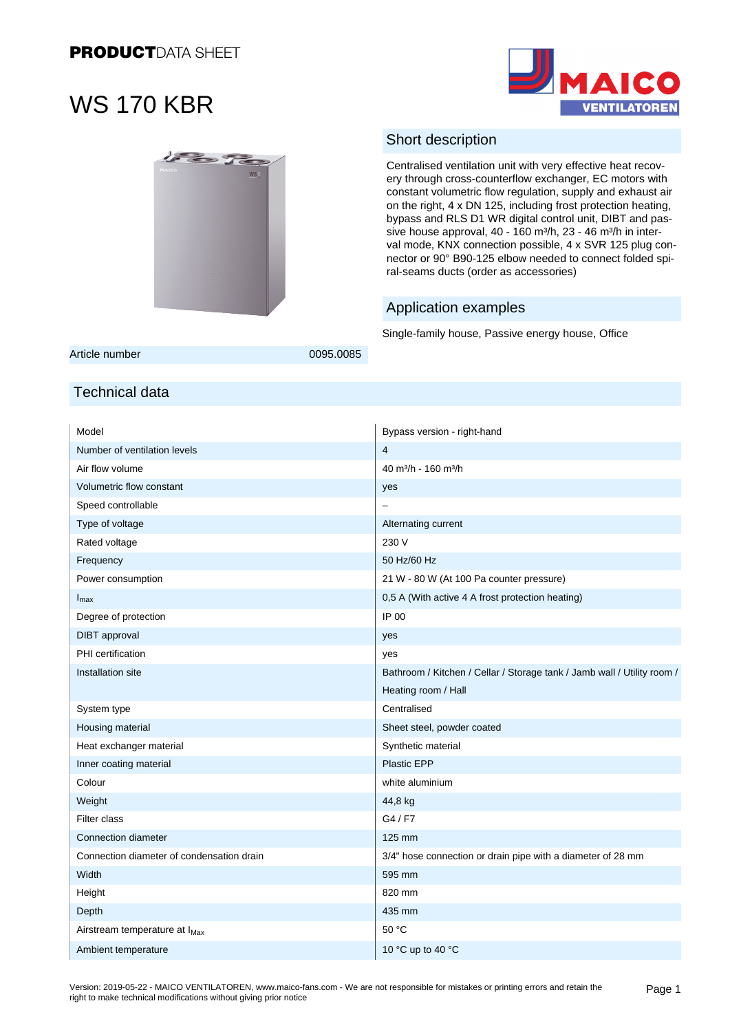**PRODUCT**DATA SHEET

# WS 170 KBR

## Short description

Centralised ventilation unit with very effective heat recovery through cross-counterflow exchanger, EC motors with constant volumetric flow regulation, supply and exhaust air on the right, 4 x DN 125, including frost protection heating, bypass and RLS D1 WR digital control unit, DIBT and passive house approval, 40 - 160 m³/h, 23 - 46 m³/h in interval mode, KNX connection possible, 4 x SVR 125 plug connector or 90° B90-125 elbow needed to connect folded spiral-seams ducts (order as accessories)

## Application examples

Single-family house, Passive energy house, Office

| Article number | 0095.0085 |
|---|---|

## Technical data

| | |
|---|---|
| Model | Bypass version - right-hand |
| Number of ventilation levels | 4 |
| Air flow volume | 40 m³/h - 160 m³/h |
| Volumetric flow constant | yes |
| Speed controllable | – |
| Type of voltage | Alternating current |
| Rated voltage | 230 V |
| Frequency | 50 Hz/60 Hz |
| Power consumption | 21 W - 80 W (At 100 Pa counter pressure) |
| $I_{max}$ | 0,5 A (With active 4 A frost protection heating) |
| Degree of protection | IP 00 |
| DIBT approval | yes |
| PHI certification | yes |
| Installation site | Bathroom / Kitchen / Cellar / Storage tank / Jamb wall / Utility room / Heating room / Hall |
| System type | Centralised |
| Housing material | Sheet steel, powder coated |
| Heat exchanger material | Synthetic material |
| Inner coating material | Plastic EPP |
| Colour | white aluminium |
| Weight | 44,8 kg |
| Filter class | G4 / F7 |
| Connection diameter | 125 mm |
| Connection diameter of condensation drain | 3/4" hose connection or drain pipe with a diameter of 28 mm |
| Width | 595 mm |
| Height | 820 mm |
| Depth | 435 mm |
| Airstream temperature at $I_{Max}$ | 50 °C |
| Ambient temperature | 10 °C up to 40 °C |

Version: 2019-05-22 - MAICO VENTILATOREN, www.maico-fans.com - We are not responsible for mistakes or printing errors and retain the right to make technical modifications without giving prior notice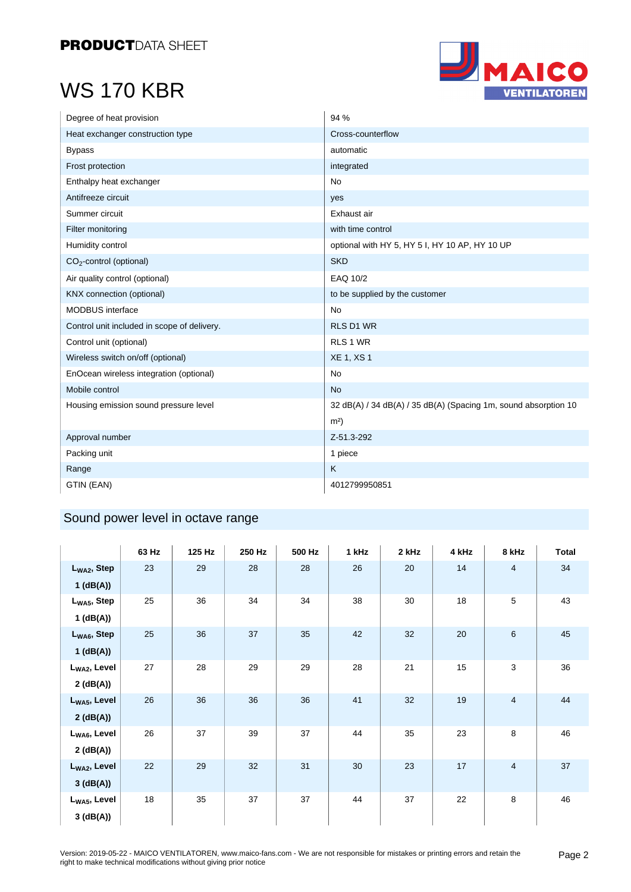**PRODUCT**DATA SHEET

# WS 170 KBR

| | |
|---|---|
| Degree of heat provision | 94 % |
| Heat exchanger construction type | Cross-counterflow |
| Bypass | automatic |
| Frost protection | integrated |
| Enthalpy heat exchanger | No |
| Antifreeze circuit | yes |
| Summer circuit | Exhaust air |
| Filter monitoring | with time control |
| Humidity control | optional with HY 5, HY 5 I, HY 10 AP, HY 10 UP |
| $CO_2$-control (optional) | SKD |
| Air quality control (optional) | EAQ 10/2 |
| KNX connection (optional) | to be supplied by the customer |
| MODBUS interface | No |
| Control unit included in scope of delivery. | RLS D1 WR |
| Control unit (optional) | RLS 1 WR |
| Wireless switch on/off (optional) | XE 1, XS 1 |
| EnOcean wireless integration (optional) | No |
| Mobile control | No |
| Housing emission sound pressure level | 32 dB(A) / 34 dB(A) / 35 dB(A) (Spacing 1m, sound absorption 10 m²) |
| Approval number | Z-51.3-292 |
| Packing unit | 1 piece |
| Range | K |
| GTIN (EAN) | 4012799950851 |

## Sound power level in octave range

| | 63 Hz | 125 Hz | 250 Hz | 500 Hz | 1 kHz | 2 kHz | 4 kHz | 8 kHz | Total |
|---|---|---|---|---|---|---|---|---|---|
| **$L_{WA2}$, Step 1 (dB(A))** | 23 | 29 | 28 | 28 | 26 | 20 | 14 | 4 | 34 |
| **$L_{WA5}$, Step 1 (dB(A))** | 25 | 36 | 34 | 34 | 38 | 30 | 18 | 5 | 43 |
| **$L_{WA6}$, Step 1 (dB(A))** | 25 | 36 | 37 | 35 | 42 | 32 | 20 | 6 | 45 |
| **$L_{WA2}$, Level 2 (dB(A))** | 27 | 28 | 29 | 29 | 28 | 21 | 15 | 3 | 36 |
| **$L_{WA5}$, Level 2 (dB(A))** | 26 | 36 | 36 | 36 | 41 | 32 | 19 | 4 | 44 |
| **$L_{WA6}$, Level 2 (dB(A))** | 26 | 37 | 39 | 37 | 44 | 35 | 23 | 8 | 46 |
| **$L_{WA2}$, Level 3 (dB(A))** | 22 | 29 | 32 | 31 | 30 | 23 | 17 | 4 | 37 |
| **$L_{WA5}$, Level 3 (dB(A))** | 18 | 35 | 37 | 37 | 44 | 37 | 22 | 8 | 46 |

Version: 2019-05-22 - MAICO VENTILATOREN, www.maico-fans.com - We are not responsible for mistakes or printing errors and retain the right to make technical modifications without giving prior notice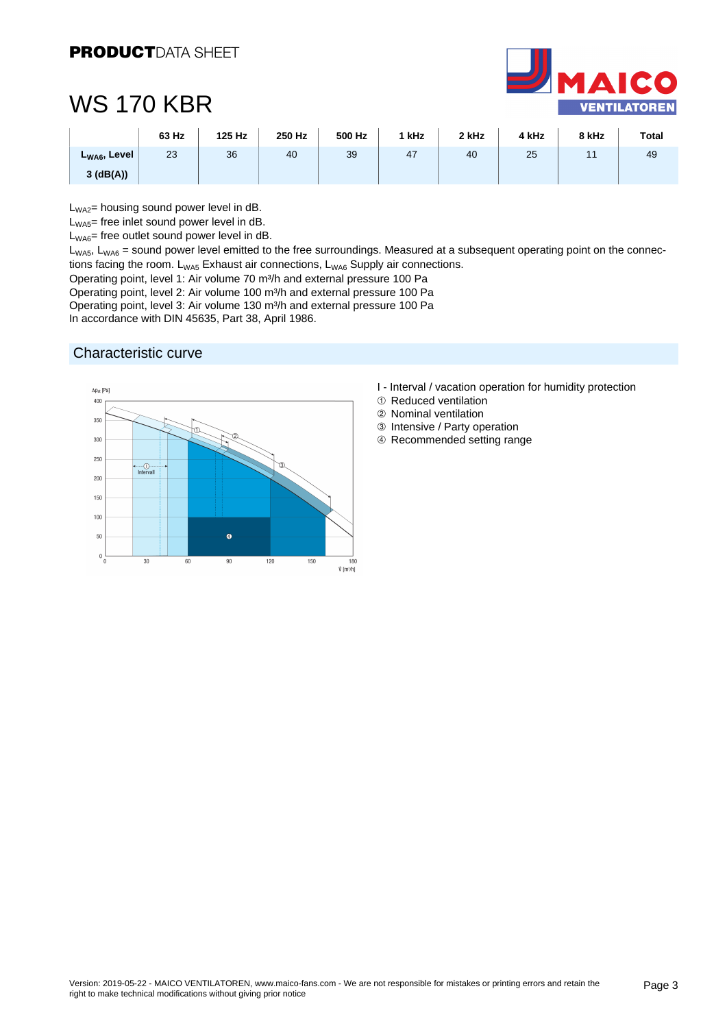# WS 170 KBR

| | 63 Hz | 125 Hz | 250 Hz | 500 Hz | 1 kHz | 2 kHz | 4 kHz | 8 kHz | Total |
|---|---|---|---|---|---|---|---|---|---|
| **$L_{WA6}$, Level 3 (dB(A))** | 23 | 36 | 40 | 39 | 47 | 40 | 25 | 11 | 49 |

$L_{WA2}$= housing sound power level in dB.
$L_{WA5}$= free inlet sound power level in dB.
$L_{WA6}$= free outlet sound power level in dB.
$L_{WA5}$, $L_{WA6}$ = sound power level emitted to the free surroundings. Measured at a subsequent operating point on the connections facing the room. $L_{WA5}$ Exhaust air connections, $L_{WA6}$ Supply air connections.
Operating point, level 1: Air volume 70 m³/h and external pressure 100 Pa
Operating point, level 2: Air volume 100 m³/h and external pressure 100 Pa
Operating point, level 3: Air volume 130 m³/h and external pressure 100 Pa
In accordance with DIN 45635, Part 38, April 1986.

## Characteristic curve

I - Interval / vacation operation for humidity protection
① Reduced ventilation
② Nominal ventilation
③ Intensive / Party operation
④ Recommended setting range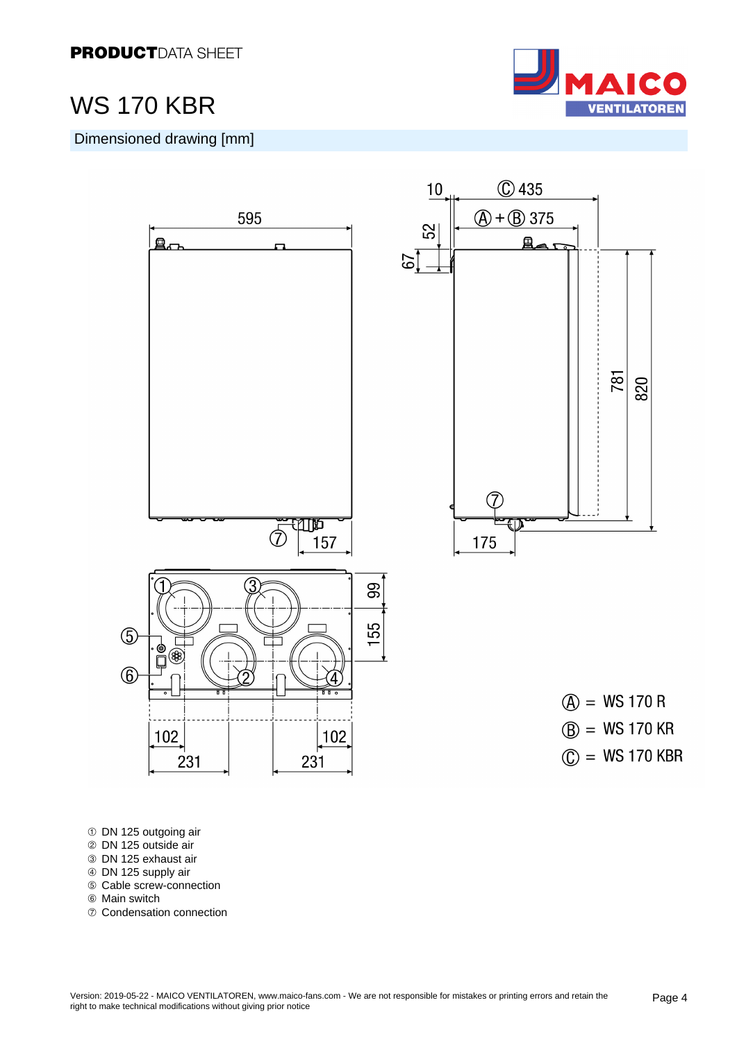**PRODUCT**DATA SHEET

# WS 170 KBR

## Dimensioned drawing [mm]

595

10

Ⓒ 435

Ⓐ + Ⓑ 375

52

67

781

820

⑦

157

⑦

175

99

155

①

③

⑤

⑥

②

④

102

102

231

231

Ⓐ = WS 170 R

Ⓑ = WS 170 KR

Ⓒ = WS 170 KBR

① DN 125 outgoing air
② DN 125 outside air
③ DN 125 exhaust air
④ DN 125 supply air
⑤ Cable screw-connection
⑥ Main switch
⑦ Condensation connection

Version: 2019-05-22 - MAICO VENTILATOREN, www.maico-fans.com - We are not responsible for mistakes or printing errors and retain the right to make technical modifications without giving prior notice